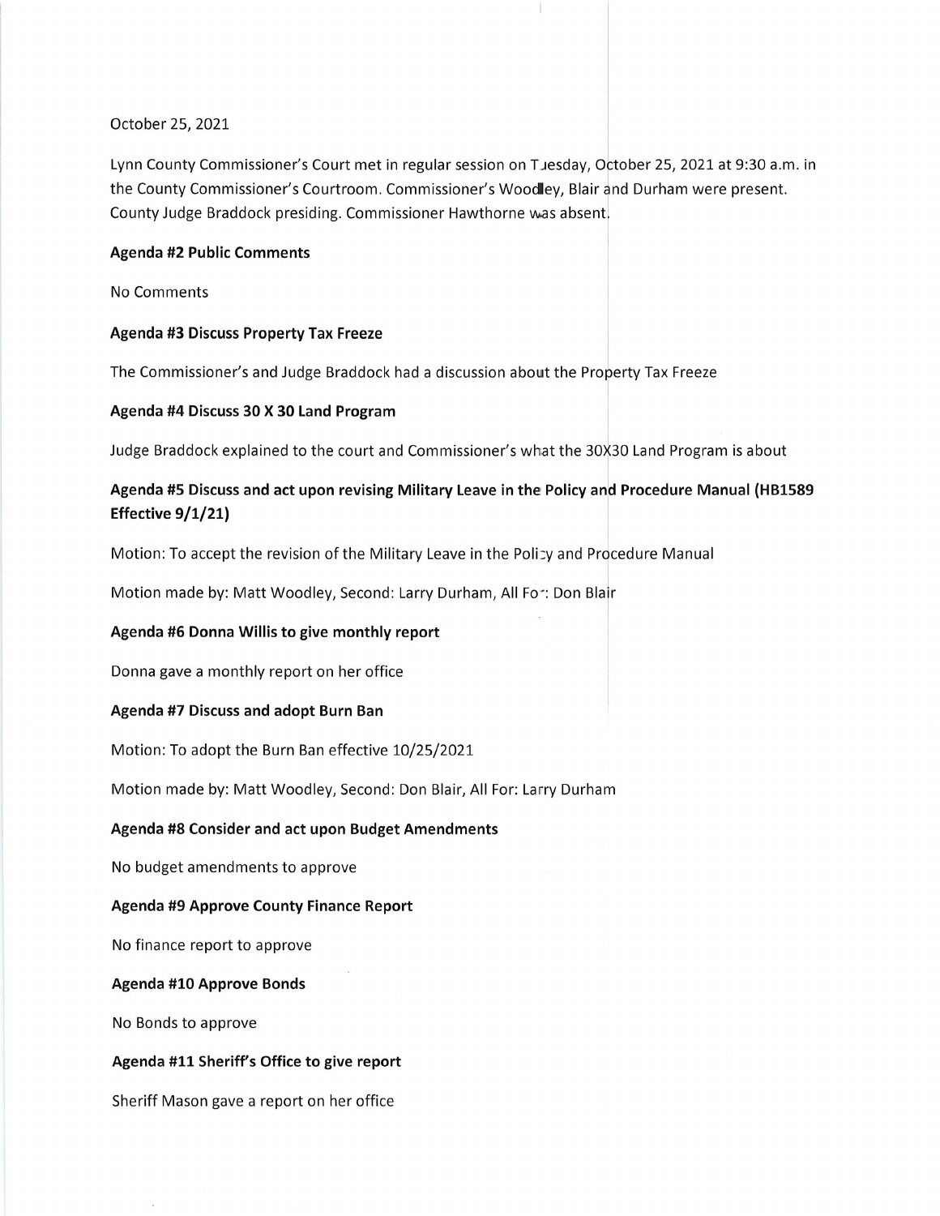October 25, 2021

Lynn County Commissioner's Court met in regular session on Tuesday, October 25, 2021 at 9:30 a.m. in the County Commissioner's Courtroom. Commissioner's Woodley, Blair and Durham were present. County Judge Braddock presiding. Commissioner Hawthorne was absent.

**Agenda #2 Public Comments**

No Comments

**Agenda #3 Discuss Property Tax Freeze**

The Commissioner's and Judge Braddock had a discussion about the Property Tax Freeze

**Agenda #4 Discuss 30 X 30 Land Program**

Judge Braddock explained to the court and Commissioner's what the 30X30 Land Program is about

**Agenda #5 Discuss and act upon revising Military Leave in the Policy and Procedure Manual (HB1589 Effective 9/1/21)**

Motion: To accept the revision of the Military Leave in the Policy and Procedure Manual

Motion made by: Matt Woodley, Second: Larry Durham, All For: Don Blair

**Agenda #6 Donna Willis to give monthly report**

Donna gave a monthly report on her office

**Agenda #7 Discuss and adopt Burn Ban**

Motion: To adopt the Burn Ban effective 10/25/2021

Motion made by: Matt Woodley, Second: Don Blair, All For: Larry Durham

**Agenda #8 Consider and act upon Budget Amendments**

No budget amendments to approve

**Agenda #9 Approve County Finance Report**

No finance report to approve

**Agenda #10 Approve Bonds**

No Bonds to approve

**Agenda #11 Sheriff's Office to give report**

Sheriff Mason gave a report on her office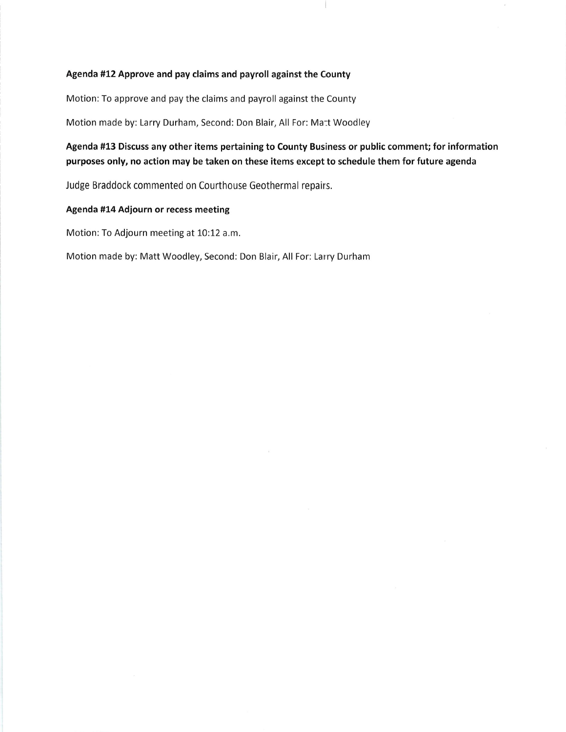**Agenda #12 Approve and pay claims and payroll against the County**

Motion: To approve and pay the claims and payroll against the County

Motion made by: Larry Durham, Second: Don Blair, All For: Matt Woodley

**Agenda #13 Discuss any other items pertaining to County Business or public comment; for information purposes only, no action may be taken on these items except to schedule them for future agenda**

Judge Braddock commented on Courthouse Geothermal repairs.

**Agenda #14 Adjourn or recess meeting**

Motion: To Adjourn meeting at 10:12 a.m.

Motion made by: Matt Woodley, Second: Don Blair, All For: Larry Durham